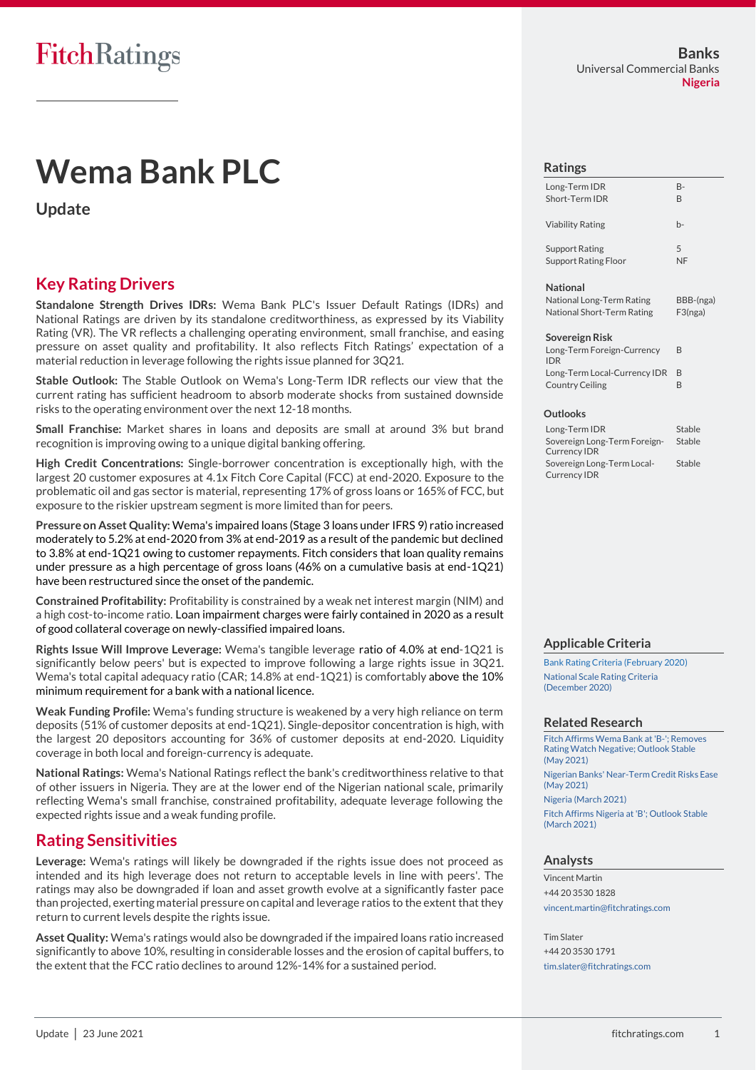**Banks**
Universal Commercial Banks
**Nigeria**

# Wema Bank PLC

## Update

## Key Rating Drivers

**Standalone Strength Drives IDRs:** Wema Bank PLC's Issuer Default Ratings (IDRs) and National Ratings are driven by its standalone creditworthiness, as expressed by its Viability Rating (VR). The VR reflects a challenging operating environment, small franchise, and easing pressure on asset quality and profitability. It also reflects Fitch Ratings' expectation of a material reduction in leverage following the rights issue planned for 3Q21.

**Stable Outlook:** The Stable Outlook on Wema's Long-Term IDR reflects our view that the current rating has sufficient headroom to absorb moderate shocks from sustained downside risks to the operating environment over the next 12-18 months.

**Small Franchise:** Market shares in loans and deposits are small at around 3% but brand recognition is improving owing to a unique digital banking offering.

**High Credit Concentrations:** Single-borrower concentration is exceptionally high, with the largest 20 customer exposures at 4.1x Fitch Core Capital (FCC) at end-2020. Exposure to the problematic oil and gas sector is material, representing 17% of gross loans or 165% of FCC, but exposure to the riskier upstream segment is more limited than for peers.

**Pressure on Asset Quality:** Wema's impaired loans (Stage 3 loans under IFRS 9) ratio increased moderately to 5.2% at end-2020 from 3% at end-2019 as a result of the pandemic but declined to 3.8% at end-1Q21 owing to customer repayments. Fitch considers that loan quality remains under pressure as a high percentage of gross loans (46% on a cumulative basis at end-1Q21) have been restructured since the onset of the pandemic.

**Constrained Profitability:** Profitability is constrained by a weak net interest margin (NIM) and a high cost-to-income ratio. Loan impairment charges were fairly contained in 2020 as a result of good collateral coverage on newly-classified impaired loans.

**Rights Issue Will Improve Leverage:** Wema's tangible leverage ratio of 4.0% at end-1Q21 is significantly below peers' but is expected to improve following a large rights issue in 3Q21. Wema's total capital adequacy ratio (CAR; 14.8% at end-1Q21) is comfortably above the 10% minimum requirement for a bank with a national licence.

**Weak Funding Profile:** Wema's funding structure is weakened by a very high reliance on term deposits (51% of customer deposits at end-1Q21). Single-depositor concentration is high, with the largest 20 depositors accounting for 36% of customer deposits at end-2020. Liquidity coverage in both local and foreign-currency is adequate.

**National Ratings:** Wema's National Ratings reflect the bank's creditworthiness relative to that of other issuers in Nigeria. They are at the lower end of the Nigerian national scale, primarily reflecting Wema's small franchise, constrained profitability, adequate leverage following the expected rights issue and a weak funding profile.

## Rating Sensitivities

**Leverage:** Wema's ratings will likely be downgraded if the rights issue does not proceed as intended and its high leverage does not return to acceptable levels in line with peers'. The ratings may also be downgraded if loan and asset growth evolve at a significantly faster pace than projected, exerting material pressure on capital and leverage ratios to the extent that they return to current levels despite the rights issue.

**Asset Quality:** Wema's ratings would also be downgraded if the impaired loans ratio increased significantly to above 10%, resulting in considerable losses and the erosion of capital buffers, to the extent that the FCC ratio declines to around 12%-14% for a sustained period.

### Ratings

| | |
|---|---|
| Long-Term IDR | B- |
| Short-Term IDR | B |
| Viability Rating | b- |
| Support Rating | 5 |
| Support Rating Floor | NF |

**National**

| | |
|---|---|
| National Long-Term Rating | BBB-(nga) |
| National Short-Term Rating | F3(nga) |

**Sovereign Risk**

| | |
|---|---|
| Long-Term Foreign-Currency IDR | B |
| Long-Term Local-Currency IDR | B |
| Country Ceiling | B |

### Outlooks

| | |
|---|---|
| Long-Term IDR | Stable |
| Sovereign Long-Term Foreign-Currency IDR | Stable |
| Sovereign Long-Term Local-Currency IDR | Stable |

### Applicable Criteria

Bank Rating Criteria (February 2020)
National Scale Rating Criteria (December 2020)

### Related Research

Fitch Affirms Wema Bank at 'B-'; Removes Rating Watch Negative; Outlook Stable (May 2021)
Nigerian Banks' Near-Term Credit Risks Ease (May 2021)
Nigeria (March 2021)
Fitch Affirms Nigeria at 'B'; Outlook Stable (March 2021)

### Analysts

Vincent Martin
+44 20 3530 1828
vincent.martin@fitchratings.com

Tim Slater
+44 20 3530 1791
tim.slater@fitchratings.com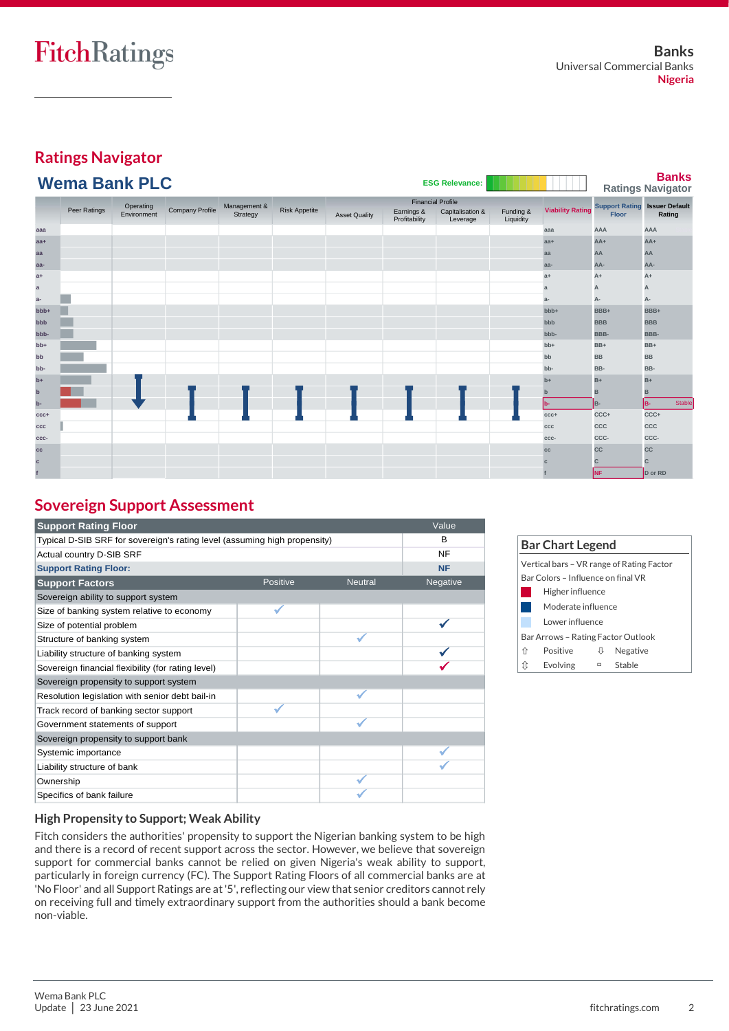## Ratings Navigator

### Wema Bank PLC

ESG Relevance:

**Banks**
**Ratings Navigator**

| | Peer Ratings | Operating Environment | Company Profile | Management & Strategy | Risk Appetite | Asset Quality | Financial Profile: Earnings & Profitability | Financial Profile: Capitalisation & Leverage | Financial Profile: Funding & Liquidity | Viability Rating | Support Rating Floor | Issuer Default Rating |
|---|---|---|---|---|---|---|---|---|---|---|---|---|
| aaa | | | | | | | | | | aaa | AAA | AAA |
| aa+ | | | | | | | | | | aa+ | AA+ | AA+ |
| aa | | | | | | | | | | aa | AA | AA |
| aa- | | | | | | | | | | aa- | AA- | AA- |
| a+ | | | | | | | | | | a+ | A+ | A+ |
| a | | | | | | | | | | a | A | A |
| a- | | | | | | | | | | a- | A- | A- |
| bbb+ | | | | | | | | | | bbb+ | BBB+ | BBB+ |
| bbb | | | | | | | | | | bbb | BBB | BBB |
| bbb- | | | | | | | | | | bbb- | BBB- | BBB- |
| bb+ | | | | | | | | | | bb+ | BB+ | BB+ |
| bb | | | | | | | | | | bb | BB | BB |
| bb- | | | | | | | | | | bb- | BB- | BB- |
| b+ | | | | | | | | | | b+ | B+ | B+ |
| b | | | | | | | | | | b | B | B |
| b- | | | | | | | | | | b- | B- | B- Stable |
| ccc+ | | | | | | | | | | ccc+ | CCC+ | CCC+ |
| ccc | | | | | | | | | | ccc | CCC | CCC |
| ccc- | | | | | | | | | | ccc- | CCC- | CCC- |
| cc | | | | | | | | | | cc | CC | CC |
| c | | | | | | | | | | c | C | C |
| f | | | | | | | | | | f | NF | D or RD |

## Sovereign Support Assessment

| Support Rating Floor | | | Value |
|---|---|---|---|
| Typical D-SIB SRF for sovereign's rating level (assuming high propensity) | | | B |
| Actual country D-SIB SRF | | | NF |
| **Support Rating Floor:** | | | **NF** |
| **Support Factors** | **Positive** | **Neutral** | **Negative** |
| Sovereign ability to support system | | | |
| Size of banking system relative to economy | ✓ | | |
| Size of potential problem | | | ✓ |
| Structure of banking system | | ✓ | |
| Liability structure of banking system | | | ✓ |
| Sovereign financial flexibility (for rating level) | | | ✓ |
| Sovereign propensity to support system | | | |
| Resolution legislation with senior debt bail-in | | ✓ | |
| Track record of banking sector support | ✓ | | |
| Government statements of support | | ✓ | |
| Sovereign propensity to support bank | | | |
| Systemic importance | | | ✓ |
| Liability structure of bank | | | ✓ |
| Ownership | | ✓ | |
| Specifics of bank failure | | ✓ | |

### Bar Chart Legend

Vertical bars – VR range of Rating Factor

Bar Colors – Influence on final VR

- Higher influence
- Moderate influence
- Lower influence

Bar Arrows – Rating Factor Outlook

- ⇧ Positive
- ⇩ Negative
- ⇳ Evolving
- ▫ Stable

### High Propensity to Support; Weak Ability

Fitch considers the authorities' propensity to support the Nigerian banking system to be high and there is a record of recent support across the sector. However, we believe that sovereign support for commercial banks cannot be relied on given Nigeria's weak ability to support, particularly in foreign currency (FC). The Support Rating Floors of all commercial banks are at 'No Floor' and all Support Ratings are at '5', reflecting our view that senior creditors cannot rely on receiving full and timely extraordinary support from the authorities should a bank become non-viable.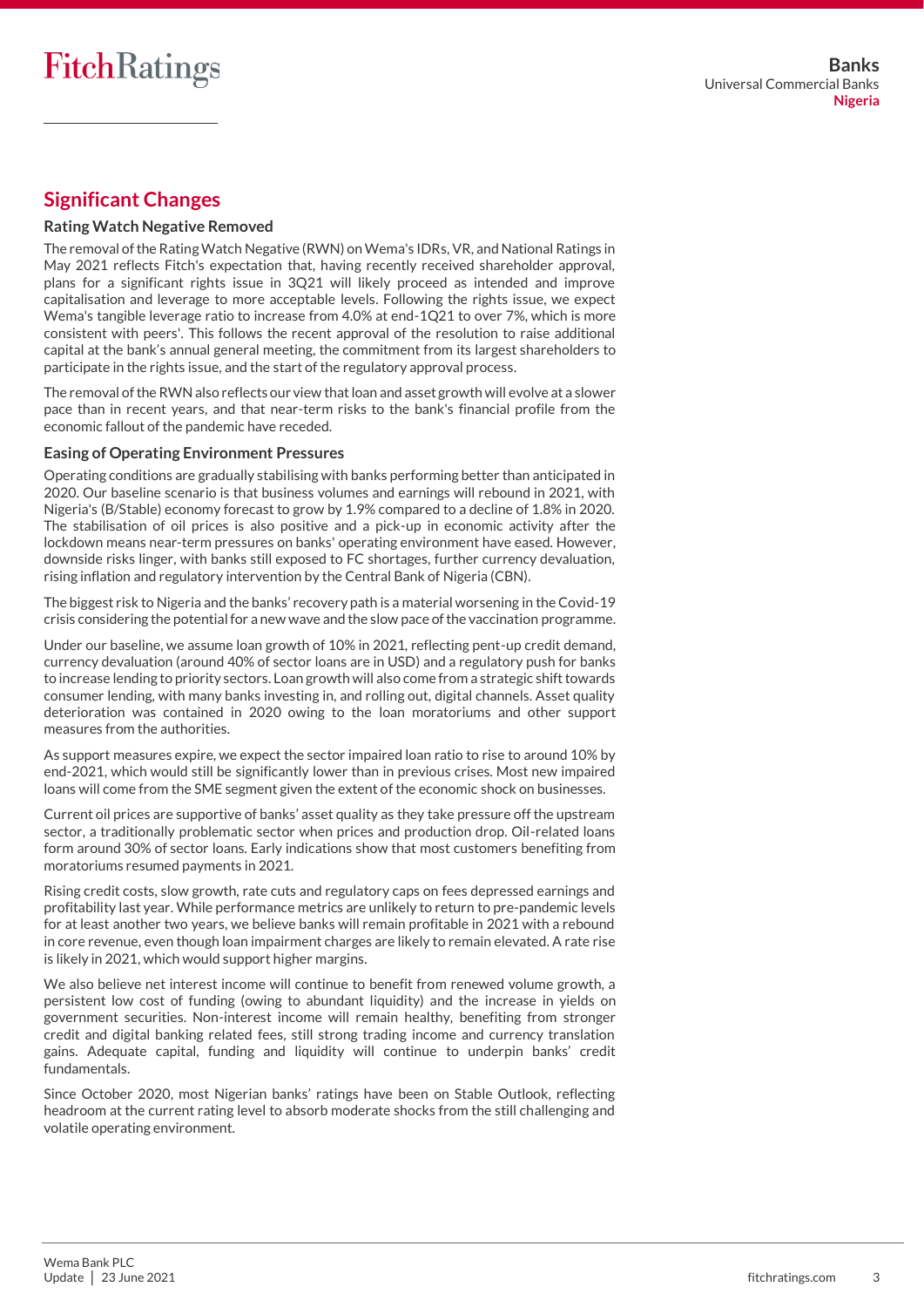## Significant Changes

### Rating Watch Negative Removed

The removal of the Rating Watch Negative (RWN) on Wema's IDRs, VR, and National Ratings in May 2021 reflects Fitch's expectation that, having recently received shareholder approval, plans for a significant rights issue in 3Q21 will likely proceed as intended and improve capitalisation and leverage to more acceptable levels. Following the rights issue, we expect Wema's tangible leverage ratio to increase from 4.0% at end-1Q21 to over 7%, which is more consistent with peers'. This follows the recent approval of the resolution to raise additional capital at the bank's annual general meeting, the commitment from its largest shareholders to participate in the rights issue, and the start of the regulatory approval process.

The removal of the RWN also reflects our view that loan and asset growth will evolve at a slower pace than in recent years, and that near-term risks to the bank's financial profile from the economic fallout of the pandemic have receded.

### Easing of Operating Environment Pressures

Operating conditions are gradually stabilising with banks performing better than anticipated in 2020. Our baseline scenario is that business volumes and earnings will rebound in 2021, with Nigeria's (B/Stable) economy forecast to grow by 1.9% compared to a decline of 1.8% in 2020. The stabilisation of oil prices is also positive and a pick-up in economic activity after the lockdown means near-term pressures on banks' operating environment have eased. However, downside risks linger, with banks still exposed to FC shortages, further currency devaluation, rising inflation and regulatory intervention by the Central Bank of Nigeria (CBN).

The biggest risk to Nigeria and the banks' recovery path is a material worsening in the Covid-19 crisis considering the potential for a new wave and the slow pace of the vaccination programme.

Under our baseline, we assume loan growth of 10% in 2021, reflecting pent-up credit demand, currency devaluation (around 40% of sector loans are in USD) and a regulatory push for banks to increase lending to priority sectors. Loan growth will also come from a strategic shift towards consumer lending, with many banks investing in, and rolling out, digital channels. Asset quality deterioration was contained in 2020 owing to the loan moratoriums and other support measures from the authorities.

As support measures expire, we expect the sector impaired loan ratio to rise to around 10% by end-2021, which would still be significantly lower than in previous crises. Most new impaired loans will come from the SME segment given the extent of the economic shock on businesses.

Current oil prices are supportive of banks' asset quality as they take pressure off the upstream sector, a traditionally problematic sector when prices and production drop. Oil-related loans form around 30% of sector loans. Early indications show that most customers benefiting from moratoriums resumed payments in 2021.

Rising credit costs, slow growth, rate cuts and regulatory caps on fees depressed earnings and profitability last year. While performance metrics are unlikely to return to pre-pandemic levels for at least another two years, we believe banks will remain profitable in 2021 with a rebound in core revenue, even though loan impairment charges are likely to remain elevated. A rate rise is likely in 2021, which would support higher margins.

We also believe net interest income will continue to benefit from renewed volume growth, a persistent low cost of funding (owing to abundant liquidity) and the increase in yields on government securities. Non-interest income will remain healthy, benefiting from stronger credit and digital banking related fees, still strong trading income and currency translation gains. Adequate capital, funding and liquidity will continue to underpin banks' credit fundamentals.

Since October 2020, most Nigerian banks' ratings have been on Stable Outlook, reflecting headroom at the current rating level to absorb moderate shocks from the still challenging and volatile operating environment.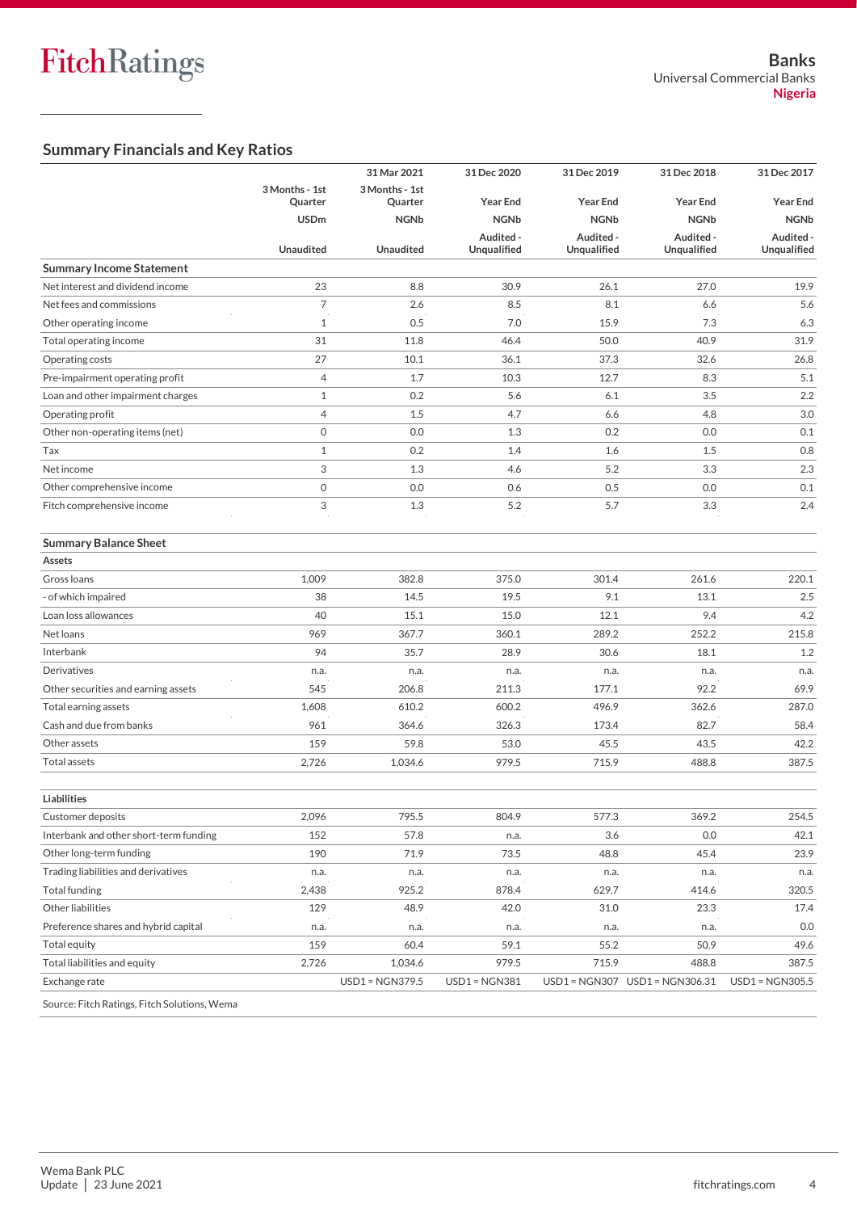## Summary Financials and Key Ratios

| | | 31 Mar 2021 | 31 Dec 2020 | 31 Dec 2019 | 31 Dec 2018 | 31 Dec 2017 |
|---|---|---|---|---|---|---|
| | 3 Months - 1st Quarter | 3 Months - 1st Quarter | Year End | Year End | Year End | Year End |
| | USDm | NGNb | NGNb | NGNb | NGNb | NGNb |
| | Unaudited | Unaudited | Audited - Unqualified | Audited - Unqualified | Audited - Unqualified | Audited - Unqualified |
| **Summary Income Statement** | | | | | | |
| Net interest and dividend income | 23 | 8.8 | 30.9 | 26.1 | 27.0 | 19.9 |
| Net fees and commissions | 7 | 2.6 | 8.5 | 8.1 | 6.6 | 5.6 |
| Other operating income | 1 | 0.5 | 7.0 | 15.9 | 7.3 | 6.3 |
| Total operating income | 31 | 11.8 | 46.4 | 50.0 | 40.9 | 31.9 |
| Operating costs | 27 | 10.1 | 36.1 | 37.3 | 32.6 | 26.8 |
| Pre-impairment operating profit | 4 | 1.7 | 10.3 | 12.7 | 8.3 | 5.1 |
| Loan and other impairment charges | 1 | 0.2 | 5.6 | 6.1 | 3.5 | 2.2 |
| Operating profit | 4 | 1.5 | 4.7 | 6.6 | 4.8 | 3.0 |
| Other non-operating items (net) | 0 | 0.0 | 1.3 | 0.2 | 0.0 | 0.1 |
| Tax | 1 | 0.2 | 1.4 | 1.6 | 1.5 | 0.8 |
| Net income | 3 | 1.3 | 4.6 | 5.2 | 3.3 | 2.3 |
| Other comprehensive income | 0 | 0.0 | 0.6 | 0.5 | 0.0 | 0.1 |
| Fitch comprehensive income | 3 | 1.3 | 5.2 | 5.7 | 3.3 | 2.4 |
| **Summary Balance Sheet** | | | | | | |
| **Assets** | | | | | | |
| Gross loans | 1,009 | 382.8 | 375.0 | 301.4 | 261.6 | 220.1 |
| - of which impaired | 38 | 14.5 | 19.5 | 9.1 | 13.1 | 2.5 |
| Loan loss allowances | 40 | 15.1 | 15.0 | 12.1 | 9.4 | 4.2 |
| Net loans | 969 | 367.7 | 360.1 | 289.2 | 252.2 | 215.8 |
| Interbank | 94 | 35.7 | 28.9 | 30.6 | 18.1 | 1.2 |
| Derivatives | n.a. | n.a. | n.a. | n.a. | n.a. | n.a. |
| Other securities and earning assets | 545 | 206.8 | 211.3 | 177.1 | 92.2 | 69.9 |
| Total earning assets | 1,608 | 610.2 | 600.2 | 496.9 | 362.6 | 287.0 |
| Cash and due from banks | 961 | 364.6 | 326.3 | 173.4 | 82.7 | 58.4 |
| Other assets | 159 | 59.8 | 53.0 | 45.5 | 43.5 | 42.2 |
| Total assets | 2,726 | 1,034.6 | 979.5 | 715.9 | 488.8 | 387.5 |
| **Liabilities** | | | | | | |
| Customer deposits | 2,096 | 795.5 | 804.9 | 577.3 | 369.2 | 254.5 |
| Interbank and other short-term funding | 152 | 57.8 | n.a. | 3.6 | 0.0 | 42.1 |
| Other long-term funding | 190 | 71.9 | 73.5 | 48.8 | 45.4 | 23.9 |
| Trading liabilities and derivatives | n.a. | n.a. | n.a. | n.a. | n.a. | n.a. |
| Total funding | 2,438 | 925.2 | 878.4 | 629.7 | 414.6 | 320.5 |
| Other liabilities | 129 | 48.9 | 42.0 | 31.0 | 23.3 | 17.4 |
| Preference shares and hybrid capital | n.a. | n.a. | n.a. | n.a. | n.a. | 0.0 |
| Total equity | 159 | 60.4 | 59.1 | 55.2 | 50.9 | 49.6 |
| Total liabilities and equity | 2,726 | 1,034.6 | 979.5 | 715.9 | 488.8 | 387.5 |
| Exchange rate | | USD1 = NGN379.5 | USD1 = NGN381 | USD1 = NGN307 | USD1 = NGN306.31 | USD1 = NGN305.5 |

Source: Fitch Ratings, Fitch Solutions, Wema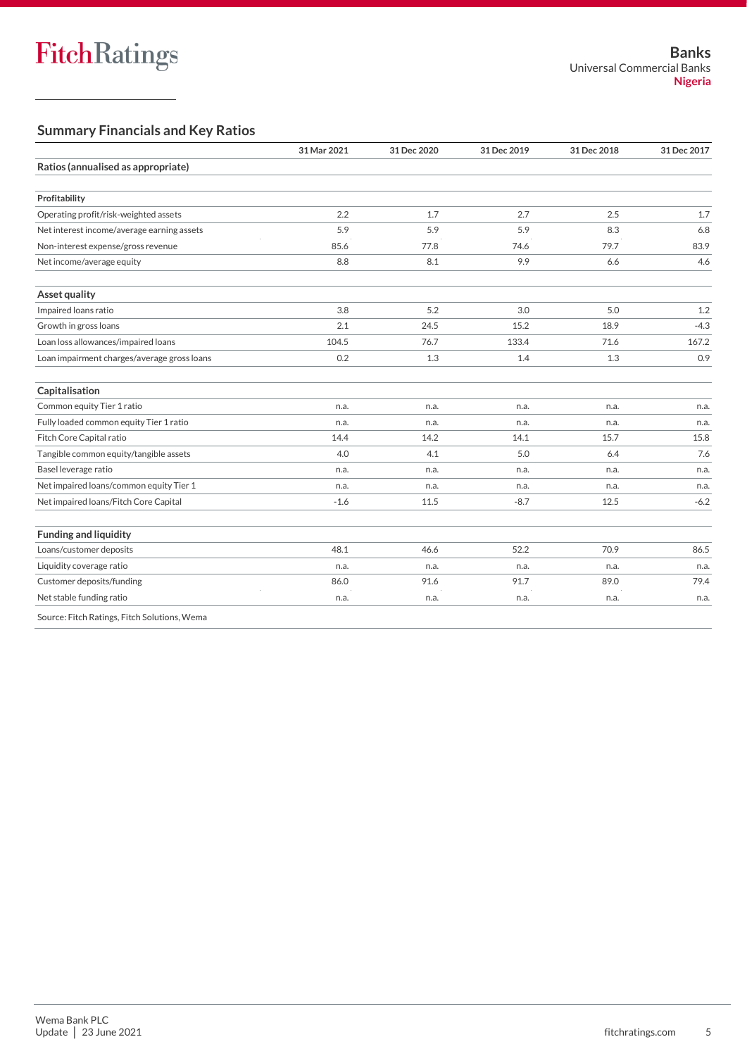## Summary Financials and Key Ratios

| | 31 Mar 2021 | 31 Dec 2020 | 31 Dec 2019 | 31 Dec 2018 | 31 Dec 2017 |
|---|---|---|---|---|---|
| **Ratios (annualised as appropriate)** | | | | | |
| **Profitability** | | | | | |
| Operating profit/risk-weighted assets | 2.2 | 1.7 | 2.7 | 2.5 | 1.7 |
| Net interest income/average earning assets | 5.9 | 5.9 | 5.9 | 8.3 | 6.8 |
| Non-interest expense/gross revenue | 85.6 | 77.8 | 74.6 | 79.7 | 83.9 |
| Net income/average equity | 8.8 | 8.1 | 9.9 | 6.6 | 4.6 |
| **Asset quality** | | | | | |
| Impaired loans ratio | 3.8 | 5.2 | 3.0 | 5.0 | 1.2 |
| Growth in gross loans | 2.1 | 24.5 | 15.2 | 18.9 | -4.3 |
| Loan loss allowances/impaired loans | 104.5 | 76.7 | 133.4 | 71.6 | 167.2 |
| Loan impairment charges/average gross loans | 0.2 | 1.3 | 1.4 | 1.3 | 0.9 |
| **Capitalisation** | | | | | |
| Common equity Tier 1 ratio | n.a. | n.a. | n.a. | n.a. | n.a. |
| Fully loaded common equity Tier 1 ratio | n.a. | n.a. | n.a. | n.a. | n.a. |
| Fitch Core Capital ratio | 14.4 | 14.2 | 14.1 | 15.7 | 15.8 |
| Tangible common equity/tangible assets | 4.0 | 4.1 | 5.0 | 6.4 | 7.6 |
| Basel leverage ratio | n.a. | n.a. | n.a. | n.a. | n.a. |
| Net impaired loans/common equity Tier 1 | n.a. | n.a. | n.a. | n.a. | n.a. |
| Net impaired loans/Fitch Core Capital | -1.6 | 11.5 | -8.7 | 12.5 | -6.2 |
| **Funding and liquidity** | | | | | |
| Loans/customer deposits | 48.1 | 46.6 | 52.2 | 70.9 | 86.5 |
| Liquidity coverage ratio | n.a. | n.a. | n.a. | n.a. | n.a. |
| Customer deposits/funding | 86.0 | 91.6 | 91.7 | 89.0 | 79.4 |
| Net stable funding ratio | n.a. | n.a. | n.a. | n.a. | n.a. |

Source: Fitch Ratings, Fitch Solutions, Wema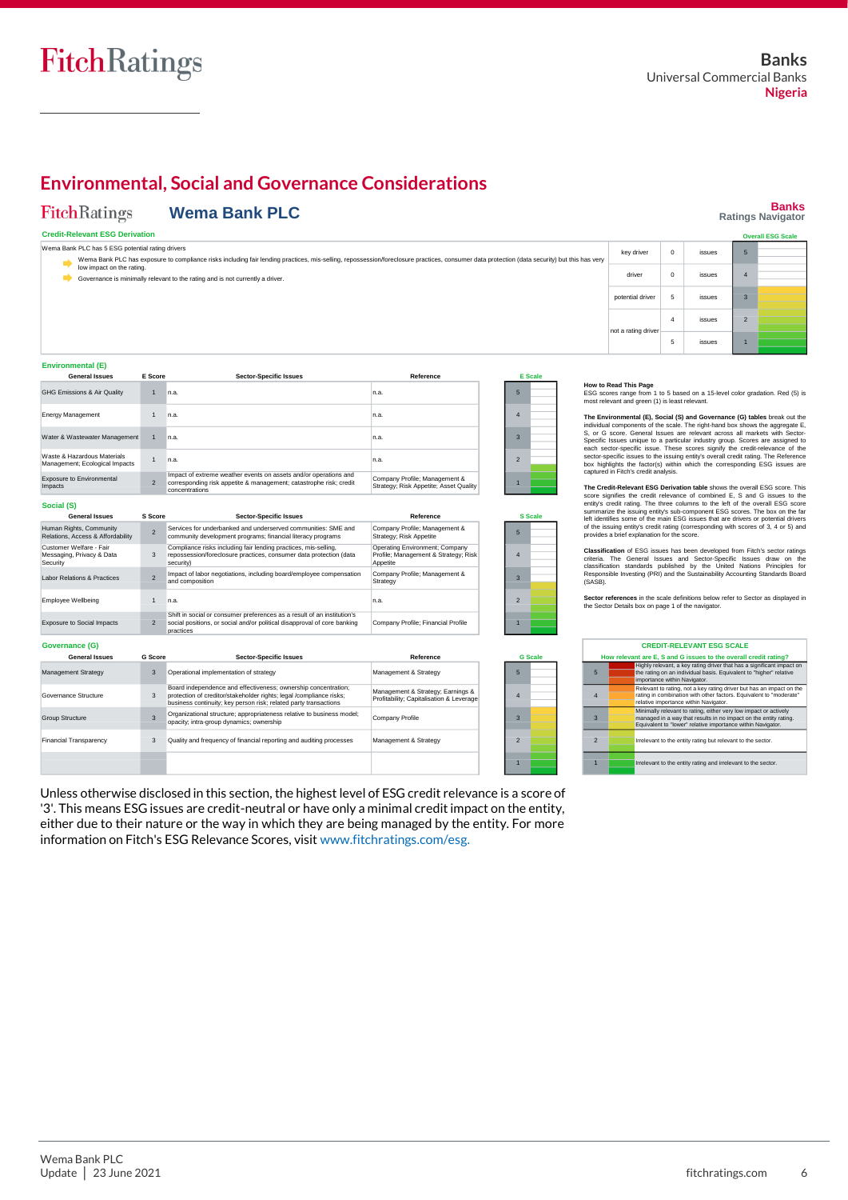## Environmental, Social and Governance Considerations

**Wema Bank PLC** — Banks Ratings Navigator

### Credit-Relevant ESG Derivation

Wema Bank PLC has 5 ESG potential rating drivers

- Wema Bank PLC has exposure to compliance risks including fair lending practices, mis-selling, repossession/foreclosure practices, consumer data protection (data security) but this has very low impact on the rating.
- Governance is minimally relevant to the rating and is not currently a driver.

| | | | Overall ESG Scale |
|---|---|---|---|
| key driver | 0 | issues | 5 |
| driver | 0 | issues | 4 |
| potential driver | 5 | issues | 3 |
| not a rating driver | 4 | issues | 2 |
| | 5 | issues | 1 |

### Environmental (E)

| General Issues | E Score | Sector-Specific Issues | Reference |
|---|---|---|---|
| GHG Emissions & Air Quality | 1 | n.a. | n.a. |
| Energy Management | 1 | n.a. | n.a. |
| Water & Wastewater Management | 1 | n.a. | n.a. |
| Waste & Hazardous Materials Management; Ecological Impacts | 1 | n.a. | n.a. |
| Exposure to Environmental Impacts | 2 | Impact of extreme weather events on assets and/or operations and corresponding risk appetite & management; catastrophe risk; credit concentrations | Company Profile; Management & Strategy; Risk Appetite; Asset Quality |

### Social (S)

| General Issues | S Score | Sector-Specific Issues | Reference |
|---|---|---|---|
| Human Rights, Community Relations, Access & Affordability | 2 | Services for underbanked and underserved communities: SME and community development programs; financial literacy programs | Company Profile; Management & Strategy; Risk Appetite |
| Customer Welfare - Fair Messaging, Privacy & Data Security | 3 | Compliance risks including fair lending practices, mis-selling, repossession/foreclosure practices, consumer data protection (data security) | Operating Environment; Company Profile; Management & Strategy; Risk Appetite |
| Labor Relations & Practices | 2 | Impact of labor negotiations, including board/employee compensation and composition | Company Profile; Management & Strategy |
| Employee Wellbeing | 1 | n.a. | n.a. |
| Exposure to Social Impacts | 2 | Shift in social or consumer preferences as a result of an institution's social positions, or social and/or political disapproval of core banking practices | Company Profile; Financial Profile |

### Governance (G)

| General Issues | G Score | Sector-Specific Issues | Reference |
|---|---|---|---|
| Management Strategy | 3 | Operational implementation of strategy | Management & Strategy |
| Governance Structure | 3 | Board independence and effectiveness; ownership concentration; protection of creditor/stakeholder rights; legal /compliance risks; business continuity; key person risk; related party transactions | Management & Strategy; Earnings & Profitability; Capitalisation & Leverage |
| Group Structure | 3 | Organizational structure; appropriateness relative to business model; opacity; intra-group dynamics; ownership | Company Profile |
| Financial Transparency | 3 | Quality and frequency of financial reporting and auditing processes | Management & Strategy |

**How to Read This Page**
ESG scores range from 1 to 5 based on a 15-level color gradation. Red (5) is most relevant and green (1) is least relevant.

**The Environmental (E), Social (S) and Governance (G) tables** break out the individual components of the scale. The right-hand box shows the aggregate E, S, or G score. General Issues are relevant across all markets with Sector-Specific Issues unique to a particular industry group. Scores are assigned to each sector-specific issue. These scores signify the credit-relevance of the sector-specific issues to the issuing entity's overall credit rating. The Reference box highlights the factor(s) within which the corresponding ESG issues are captured in Fitch's credit analysis.

**The Credit-Relevant ESG Derivation table** shows the overall ESG score. This score signifies the credit relevance of combined E, S and G issues to the entity's credit rating. The three columns to the left of the overall ESG score summarize the issuing entity's sub-component ESG scores. The box on the far left identifies some of the main ESG issues that are drivers or potential drivers of the issuing entity's credit rating (corresponding with scores of 3, 4 or 5) and provides a brief explanation for the score.

**Classification** of ESG issues has been developed from Fitch's sector ratings criteria. The General Issues and Sector-Specific Issues draw on the classification standards published by the United Nations Principles for Responsible Investing (PRI) and the Sustainability Accounting Standards Board (SASB).

**Sector references** in the scale definitions below refer to Sector as displayed in the Sector Details box on page 1 of the navigator.

### CREDIT-RELEVANT ESG SCALE

**How relevant are E, S and G issues to the overall credit rating?**

| Score | Description |
|---|---|
| 5 | Highly relevant, a key rating driver that has a significant impact on the rating on an individual basis. Equivalent to "higher" relative importance within Navigator. |
| 4 | Relevant to rating, not a key rating driver but has an impact on the rating in combination with other factors. Equivalent to "moderate" relative importance within Navigator. |
| 3 | Minimally relevant to rating, either very low impact or actively managed in a way that results in no impact on the entity rating. Equivalent to "lower" relative importance within Navigator. |
| 2 | Irrelevant to the entity rating but relevant to the sector. |
| 1 | Irrelevant to the entity rating and irrelevant to the sector. |

Unless otherwise disclosed in this section, the highest level of ESG credit relevance is a score of '3'. This means ESG issues are credit-neutral or have only a minimal credit impact on the entity, either due to their nature or the way in which they are being managed by the entity. For more information on Fitch's ESG Relevance Scores, visit www.fitchratings.com/esg.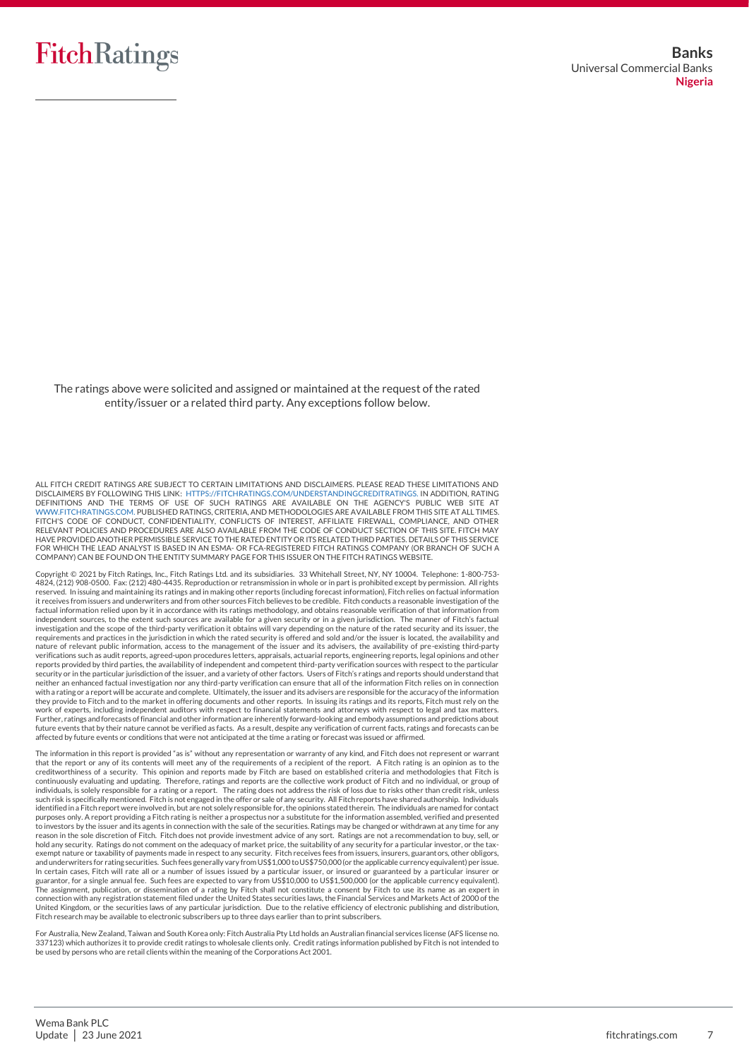The ratings above were solicited and assigned or maintained at the request of the rated entity/issuer or a related third party. Any exceptions follow below.

ALL FITCH CREDIT RATINGS ARE SUBJECT TO CERTAIN LIMITATIONS AND DISCLAIMERS. PLEASE READ THESE LIMITATIONS AND DISCLAIMERS BY FOLLOWING THIS LINK: HTTPS://FITCHRATINGS.COM/UNDERSTANDINGCREDITRATINGS. IN ADDITION, RATING DEFINITIONS AND THE TERMS OF USE OF SUCH RATINGS ARE AVAILABLE ON THE AGENCY'S PUBLIC WEB SITE AT WWW.FITCHRATINGS.COM. PUBLISHED RATINGS, CRITERIA, AND METHODOLOGIES ARE AVAILABLE FROM THIS SITE AT ALL TIMES. FITCH'S CODE OF CONDUCT, CONFIDENTIALITY, CONFLICTS OF INTEREST, AFFILIATE FIREWALL, COMPLIANCE, AND OTHER RELEVANT POLICIES AND PROCEDURES ARE ALSO AVAILABLE FROM THE CODE OF CONDUCT SECTION OF THIS SITE. FITCH MAY HAVE PROVIDED ANOTHER PERMISSIBLE SERVICE TO THE RATED ENTITY OR ITS RELATED THIRD PARTIES. DETAILS OF THIS SERVICE FOR WHICH THE LEAD ANALYST IS BASED IN AN ESMA- OR FCA-REGISTERED FITCH RATINGS COMPANY (OR BRANCH OF SUCH A COMPANY) CAN BE FOUND ON THE ENTITY SUMMARY PAGE FOR THIS ISSUER ON THE FITCH RATINGS WEBSITE.

Copyright © 2021 by Fitch Ratings, Inc., Fitch Ratings Ltd. and its subsidiaries. 33 Whitehall Street, NY, NY 10004. Telephone: 1-800-753-4824, (212) 908-0500. Fax: (212) 480-4435. Reproduction or retransmission in whole or in part is prohibited except by permission. All rights reserved. In issuing and maintaining its ratings and in making other reports (including forecast information), Fitch relies on factual information it receives from issuers and underwriters and from other sources Fitch believes to be credible. Fitch conducts a reasonable investigation of the factual information relied upon by it in accordance with its ratings methodology, and obtains reasonable verification of that information from independent sources, to the extent such sources are available for a given security or in a given jurisdiction. The manner of Fitch's factual investigation and the scope of the third-party verification it obtains will vary depending on the nature of the rated security and its issuer, the requirements and practices in the jurisdiction in which the rated security is offered and sold and/or the issuer is located, the availability and nature of relevant public information, access to the management of the issuer and its advisers, the availability of pre-existing third-party verifications such as audit reports, agreed-upon procedures letters, appraisals, actuarial reports, engineering reports, legal opinions and other reports provided by third parties, the availability of independent and competent third-party verification sources with respect to the particular security or in the particular jurisdiction of the issuer, and a variety of other factors. Users of Fitch's ratings and reports should understand that neither an enhanced factual investigation nor any third-party verification can ensure that all of the information Fitch relies on in connection with a rating or a report will be accurate and complete. Ultimately, the issuer and its advisers are responsible for the accuracy of the information they provide to Fitch and to the market in offering documents and other reports. In issuing its ratings and its reports, Fitch must rely on the work of experts, including independent auditors with respect to financial statements and attorneys with respect to legal and tax matters. Further, ratings and forecasts of financial and other information are inherently forward-looking and embody assumptions and predictions about future events that by their nature cannot be verified as facts. As a result, despite any verification of current facts, ratings and forecasts can be affected by future events or conditions that were not anticipated at the time a rating or forecast was issued or affirmed.

The information in this report is provided "as is" without any representation or warranty of any kind, and Fitch does not represent or warrant that the report or any of its contents will meet any of the requirements of a recipient of the report. A Fitch rating is an opinion as to the creditworthiness of a security. This opinion and reports made by Fitch are based on established criteria and methodologies that Fitch is continuously evaluating and updating. Therefore, ratings and reports are the collective work product of Fitch and no individual, or group of individuals, is solely responsible for a rating or a report. The rating does not address the risk of loss due to risks other than credit risk, unless such risk is specifically mentioned. Fitch is not engaged in the offer or sale of any security. All Fitch reports have shared authorship. Individuals identified in a Fitch report were involved in, but are not solely responsible for, the opinions stated therein. The individuals are named for contact purposes only. A report providing a Fitch rating is neither a prospectus nor a substitute for the information assembled, verified and presented to investors by the issuer and its agents in connection with the sale of the securities. Ratings may be changed or withdrawn at any time for any reason in the sole discretion of Fitch. Fitch does not provide investment advice of any sort. Ratings are not a recommendation to buy, sell, or hold any security. Ratings do not comment on the adequacy of market price, the suitability of any security for a particular investor, or the tax-exempt nature or taxability of payments made in respect to any security. Fitch receives fees from issuers, insurers, guarantors, other obligors, and underwriters for rating securities. Such fees generally vary from US$1,000 to US$750,000 (or the applicable currency equivalent) per issue. In certain cases, Fitch will rate all or a number of issues issued by a particular issuer, or insured or guaranteed by a particular insurer or guarantor, for a single annual fee. Such fees are expected to vary from US$10,000 to US$1,500,000 (or the applicable currency equivalent). The assignment, publication, or dissemination of a rating by Fitch shall not constitute a consent by Fitch to use its name as an expert in connection with any registration statement filed under the United States securities laws, the Financial Services and Markets Act of 2000 of the United Kingdom, or the securities laws of any particular jurisdiction. Due to the relative efficiency of electronic publishing and distribution, Fitch research may be available to electronic subscribers up to three days earlier than to print subscribers.

For Australia, New Zealand, Taiwan and South Korea only: Fitch Australia Pty Ltd holds an Australian financial services license (AFS license no. 337123) which authorizes it to provide credit ratings to wholesale clients only. Credit ratings information published by Fitch is not intended to be used by persons who are retail clients within the meaning of the Corporations Act 2001.